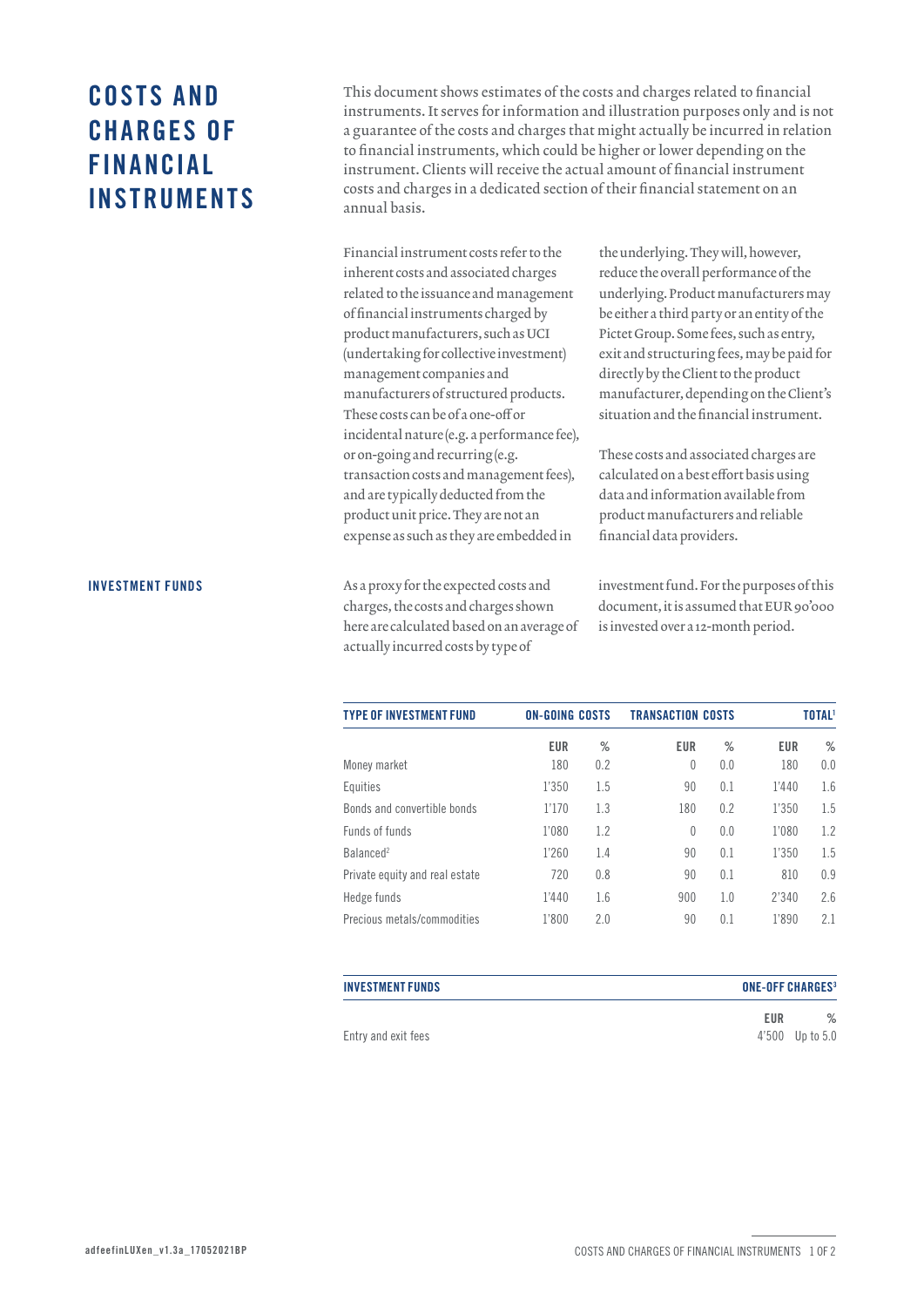# COSTS AND CHARGES OF FINANCIAL INSTRUMENTS

This document shows estimates of the costs and charges related to financial instruments. It serves for information and illustration purposes only and is not a guarantee of the costs and charges that might actually be incurred in relation to financial instruments, which could be higher or lower depending on the instrument. Clients will receive the actual amount of financial instrument costs and charges in a dedicated section of their financial statement on an annual basis.

Financial instrument costs refer to the inherent costs and associated charges related to the issuance and management of financial instruments charged by product manufacturers, such as UCI (undertaking for collective investment) management companies and manufacturers of structured products. These costs can be of a one-off or incidental nature (e.g. a performance fee), or on-going and recurring (e.g. transaction costs and management fees), and are typically deducted from the product unit price. They are not an expense as such as they are embedded in the underlying. They will, however, reduce the overall performance of the underlying. Product manufacturers may be either a third party or an entity of the Pictet Group. Some fees, such as entry, exit and structuring fees, may be paid for directly by the Client to the product manufacturer, depending on the Client's situation and the financial instrument.

These costs and associated charges are calculated on a best effort basis using data and information available from product manufacturers and reliable financial data providers.

## INVESTMENT FUNDS

As a proxy for the expected costs and charges, the costs and charges shown here are calculated based on an average of actually incurred costs by type of investment fund. For the purposes of this document, it is assumed that EUR 90'000 is invested over a 12-month period.

| TYPE OF INVESTMENT FUND | ON-GOING COSTS | | TRANSACTION COSTS | | TOTAL[1] | |
|---|---|---|---|---|---|---|
| | EUR | % | EUR | % | EUR | % |
| Money market | 180 | 0.2 | 0 | 0.0 | 180 | 0.0 |
| Equities | 1'350 | 1.5 | 90 | 0.1 | 1'440 | 1.6 |
| Bonds and convertible bonds | 1'170 | 1.3 | 180 | 0.2 | 1'350 | 1.5 |
| Funds of funds | 1'080 | 1.2 | 0 | 0.0 | 1'080 | 1.2 |
| Balanced[2] | 1'260 | 1.4 | 90 | 0.1 | 1'350 | 1.5 |
| Private equity and real estate | 720 | 0.8 | 90 | 0.1 | 810 | 0.9 |
| Hedge funds | 1'440 | 1.6 | 900 | 1.0 | 2'340 | 2.6 |
| Precious metals/commodities | 1'800 | 2.0 | 90 | 0.1 | 1'890 | 2.1 |

| INVESTMENT FUNDS | ONE-OFF CHARGES[3] | |
|---|---|---|
| | EUR | % |
| Entry and exit fees | 4'500 | Up to 5.0 |

adfeefinLUXen_v1.3a_17052021BP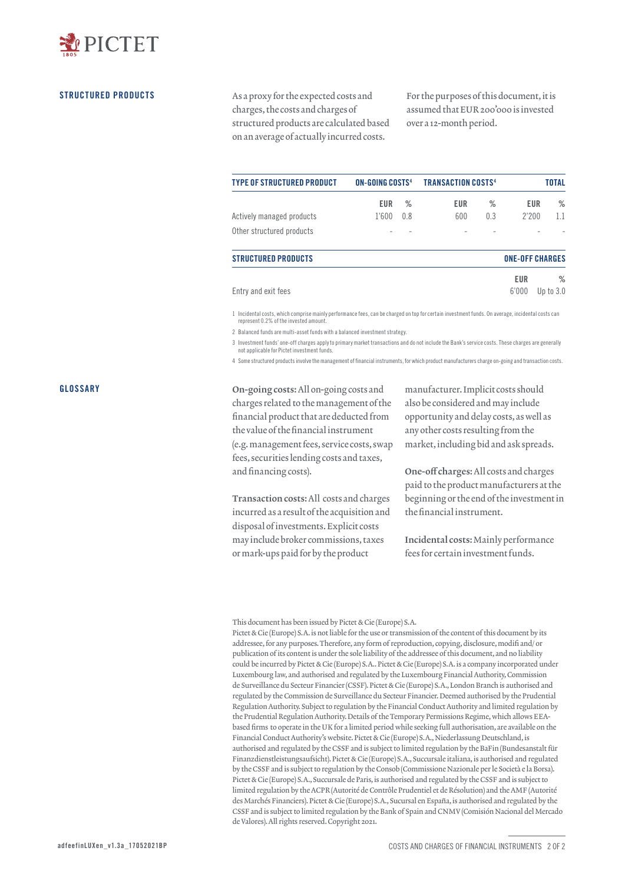## STRUCTURED PRODUCTS

As a proxy for the expected costs and charges, the costs and charges of structured products are calculated based on an average of actually incurred costs.

For the purposes of this document, it is assumed that EUR 200'000 is invested over a 12-month period.

| TYPE OF STRUCTURED PRODUCT | ON-GOING COSTS[4] | | TRANSACTION COSTS[4] | | TOTAL | |
|---|---|---|---|---|---|---|
| | EUR | % | EUR | % | EUR | % |
| Actively managed products | 1'600 | 0.8 | 600 | 0.3 | 2'200 | 1.1 |
| Other structured products | - | - | - | - | - | - |

| STRUCTURED PRODUCTS | ONE-OFF CHARGES | |
|---|---|---|
| | EUR | % |
| Entry and exit fees | 6'000 | Up to 3.0 |

1 Incidental costs, which comprise mainly performance fees, can be charged on top for certain investment funds. On average, incidental costs can represent 0.2% of the invested amount.

2 Balanced funds are multi-asset funds with a balanced investment strategy.

3 Investment funds' one-off charges apply to primary market transactions and do not include the Bank's service costs. These charges are generally not applicable for Pictet investment funds.

4 Some structured products involve the management of financial instruments, for which product manufacturers charge on-going and transaction costs.

## GLOSSARY

**On-going costs:** All on-going costs and charges related to the management of the financial product that are deducted from the value of the financial instrument (e.g. management fees, service costs, swap fees, securities lending costs and taxes, and financing costs).

**Transaction costs:** All costs and charges incurred as a result of the acquisition and disposal of investments. Explicit costs may include broker commissions, taxes or mark-ups paid for by the product manufacturer. Implicit costs should also be considered and may include opportunity and delay costs, as well as any other costs resulting from the market, including bid and ask spreads.

**One-off charges:** All costs and charges paid to the product manufacturers at the beginning or the end of the investment in the financial instrument.

**Incidental costs:** Mainly performance fees for certain investment funds.

This document has been issued by Pictet & Cie (Europe) S.A.
Pictet & Cie (Europe) S.A. is not liable for the use or transmission of the content of this document by its addressee, for any purposes. Therefore, any form of reproduction, copying, disclosure, modifi and/ or publication of its content is under the sole liability of the addressee of this document, and no liability could be incurred by Pictet & Cie (Europe) S.A.. Pictet & Cie (Europe) S.A. is a company incorporated under Luxembourg law, and authorised and regulated by the Luxembourg Financial Authority, Commission de Surveillance du Secteur Financier (CSSF). Pictet & Cie (Europe) S.A., London Branch is authorised and regulated by the Commission de Surveillance du Secteur Financier. Deemed authorised by the Prudential Regulation Authority. Subject to regulation by the Financial Conduct Authority and limited regulation by the Prudential Regulation Authority. Details of the Temporary Permissions Regime, which allows EEA-based firms to operate in the UK for a limited period while seeking full authorisation, are available on the Financial Conduct Authority's website. Pictet & Cie (Europe) S.A., Niederlassung Deutschland, is authorised and regulated by the CSSF and is subject to limited regulation by the BaFin (Bundesanstalt für Finanzdienstleistungsaufsicht). Pictet & Cie (Europe) S.A., Succursale italiana, is authorised and regulated by the CSSF and is subject to regulation by the Consob (Commissione Nazionale per le Società e la Borsa). Pictet & Cie (Europe) S.A., Succursale de Paris, is authorised and regulated by the CSSF and is subject to limited regulation by the ACPR (Autorité de Contrôle Prudentiel et de Résolution) and the AMF (Autorité des Marchés Financiers). Pictet & Cie (Europe) S.A., Sucursal en España, is authorised and regulated by the CSSF and is subject to limited regulation by the Bank of Spain and CNMV (Comisión Nacional del Mercado de Valores). All rights reserved. Copyright 2021.

adfeefinLUXen_v1.3a_17052021BP